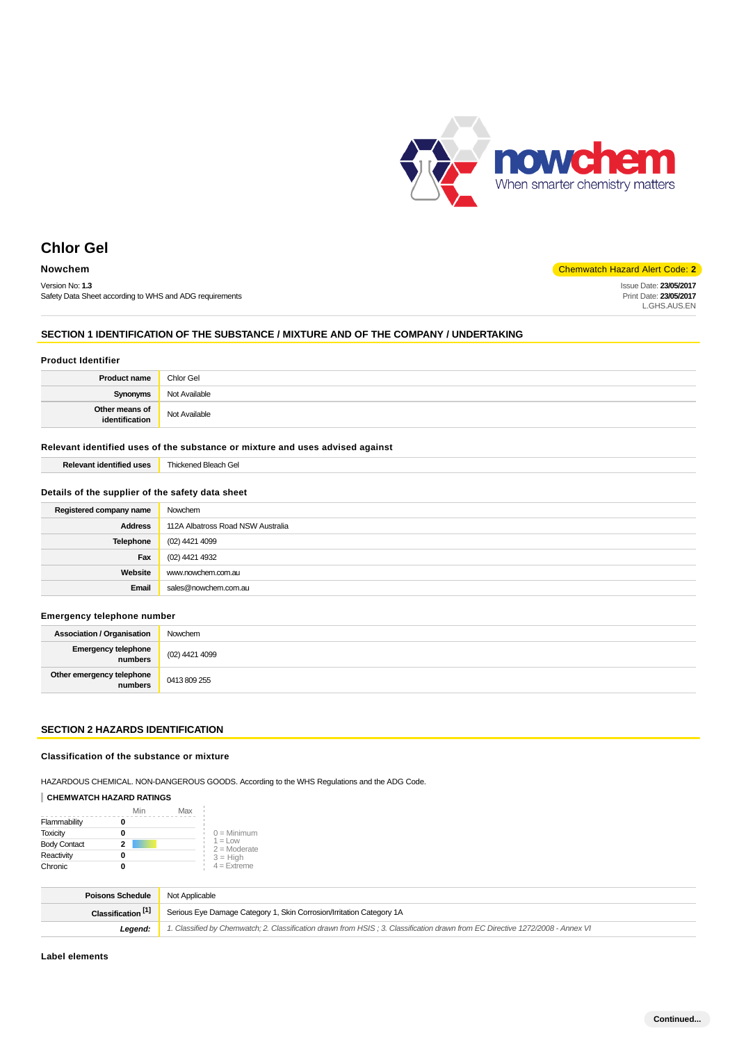nowchem
When smarter chemistry matters

# Chlor Gel

**Nowchem**

Chemwatch Hazard Alert Code: **2**

Version No: **1.3**
Safety Data Sheet according to WHS and ADG requirements

Issue Date: **23/05/2017**
Print Date: **23/05/2017**
L.GHS.AUS.EN

## SECTION 1 IDENTIFICATION OF THE SUBSTANCE / MIXTURE AND OF THE COMPANY / UNDERTAKING

### Product Identifier

| | |
|---|---|
| **Product name** | Chlor Gel |
| **Synonyms** | Not Available |
| **Other means of identification** | Not Available |

### Relevant identified uses of the substance or mixture and uses advised against

| | |
|---|---|
| **Relevant identified uses** | Thickened Bleach Gel |

### Details of the supplier of the safety data sheet

| | |
|---|---|
| **Registered company name** | Nowchem |
| **Address** | 112A Albatross Road NSW Australia |
| **Telephone** | (02) 4421 4099 |
| **Fax** | (02) 4421 4932 |
| **Website** | www.nowchem.com.au |
| **Email** | sales@nowchem.com.au |

### Emergency telephone number

| | |
|---|---|
| **Association / Organisation** | Nowchem |
| **Emergency telephone numbers** | (02) 4421 4099 |
| **Other emergency telephone numbers** | 0413 809 255 |

## SECTION 2 HAZARDS IDENTIFICATION

### Classification of the substance or mixture

HAZARDOUS CHEMICAL. NON-DANGEROUS GOODS. According to the WHS Regulations and the ADG Code.

**CHEMWATCH HAZARD RATINGS**

| | Min | Max |
|---|---|---|
| Flammability | 0 | |
| Toxicity | 0 | |
| Body Contact | 2 | |
| Reactivity | 0 | |
| Chronic | 0 | |

0 = Minimum
1 = Low
2 = Moderate
3 = High
4 = Extreme

| | |
|---|---|
| **Poisons Schedule** | Not Applicable |
| **Classification [1]** | Serious Eye Damage Category 1, Skin Corrosion/Irritation Category 1A |
| ***Legend:*** | *1. Classified by Chemwatch; 2. Classification drawn from HSIS ; 3. Classification drawn from EC Directive 1272/2008 - Annex VI* |

### Label elements

**Continued...**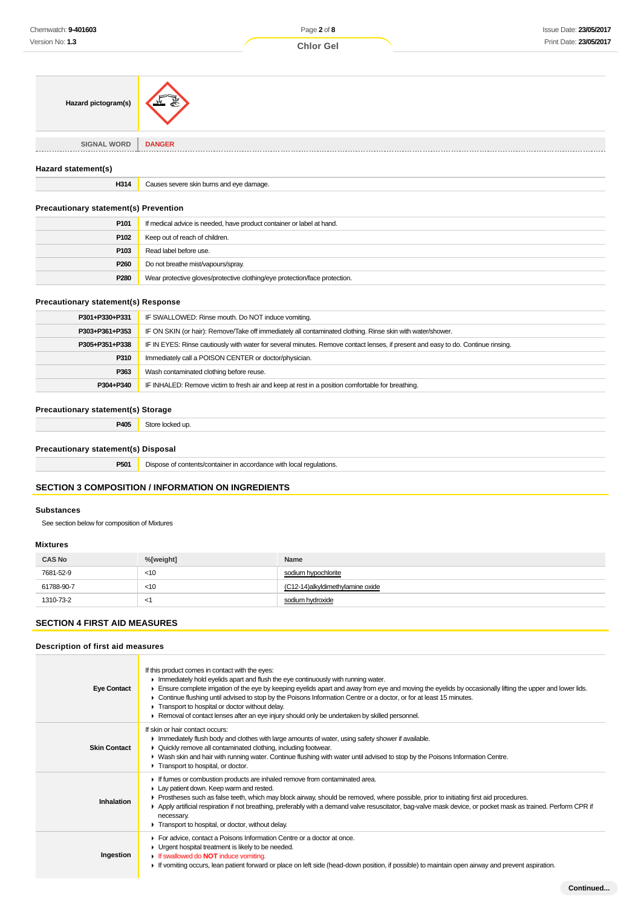| Hazard pictogram(s) | |
|---|---|
| SIGNAL WORD | DANGER |

### Hazard statement(s)

| | |
|---|---|
| H314 | Causes severe skin burns and eye damage. |

### Precautionary statement(s) Prevention

| | |
|---|---|
| P101 | If medical advice is needed, have product container or label at hand. |
| P102 | Keep out of reach of children. |
| P103 | Read label before use. |
| P260 | Do not breathe mist/vapours/spray. |
| P280 | Wear protective gloves/protective clothing/eye protection/face protection. |

### Precautionary statement(s) Response

| | |
|---|---|
| P301+P330+P331 | IF SWALLOWED: Rinse mouth. Do NOT induce vomiting. |
| P303+P361+P353 | IF ON SKIN (or hair): Remove/Take off immediately all contaminated clothing. Rinse skin with water/shower. |
| P305+P351+P338 | IF IN EYES: Rinse cautiously with water for several minutes. Remove contact lenses, if present and easy to do. Continue rinsing. |
| P310 | Immediately call a POISON CENTER or doctor/physician. |
| P363 | Wash contaminated clothing before reuse. |
| P304+P340 | IF INHALED: Remove victim to fresh air and keep at rest in a position comfortable for breathing. |

### Precautionary statement(s) Storage

| | |
|---|---|
| P405 | Store locked up. |

### Precautionary statement(s) Disposal

| | |
|---|---|
| P501 | Dispose of contents/container in accordance with local regulations. |

## SECTION 3 COMPOSITION / INFORMATION ON INGREDIENTS

### Substances

See section below for composition of Mixtures

### Mixtures

| CAS No | %[weight] | Name |
|---|---|---|
| 7681-52-9 | <10 | sodium hypochlorite |
| 61788-90-7 | <10 | (C12-14)alkyldimethylamine oxide |
| 1310-73-2 | <1 | sodium hydroxide |

## SECTION 4 FIRST AID MEASURES

### Description of first aid measures

| | |
|---|---|
| Eye Contact | If this product comes in contact with the eyes:<br>▸ Immediately hold eyelids apart and flush the eye continuously with running water.<br>▸ Ensure complete irrigation of the eye by keeping eyelids apart and away from eye and moving the eyelids by occasionally lifting the upper and lower lids.<br>▸ Continue flushing until advised to stop by the Poisons Information Centre or a doctor, or for at least 15 minutes.<br>▸ Transport to hospital or doctor without delay.<br>▸ Removal of contact lenses after an eye injury should only be undertaken by skilled personnel. |
| Skin Contact | If skin or hair contact occurs:<br>▸ Immediately flush body and clothes with large amounts of water, using safety shower if available.<br>▸ Quickly remove all contaminated clothing, including footwear.<br>▸ Wash skin and hair with running water. Continue flushing with water until advised to stop by the Poisons Information Centre.<br>▸ Transport to hospital, or doctor. |
| Inhalation | ▸ If fumes or combustion products are inhaled remove from contaminated area.<br>▸ Lay patient down. Keep warm and rested.<br>▸ Prostheses such as false teeth, which may block airway, should be removed, where possible, prior to initiating first aid procedures.<br>▸ Apply artificial respiration if not breathing, preferably with a demand valve resuscitator, bag-valve mask device, or pocket mask as trained. Perform CPR if necessary.<br>▸ Transport to hospital, or doctor, without delay. |
| Ingestion | ▸ For advice, contact a Poisons Information Centre or a doctor at once.<br>▸ Urgent hospital treatment is likely to be needed.<br>▸ If swallowed do **NOT** induce vomiting.<br>▸ If vomiting occurs, lean patient forward or place on left side (head-down position, if possible) to maintain open airway and prevent aspiration. |

Continued...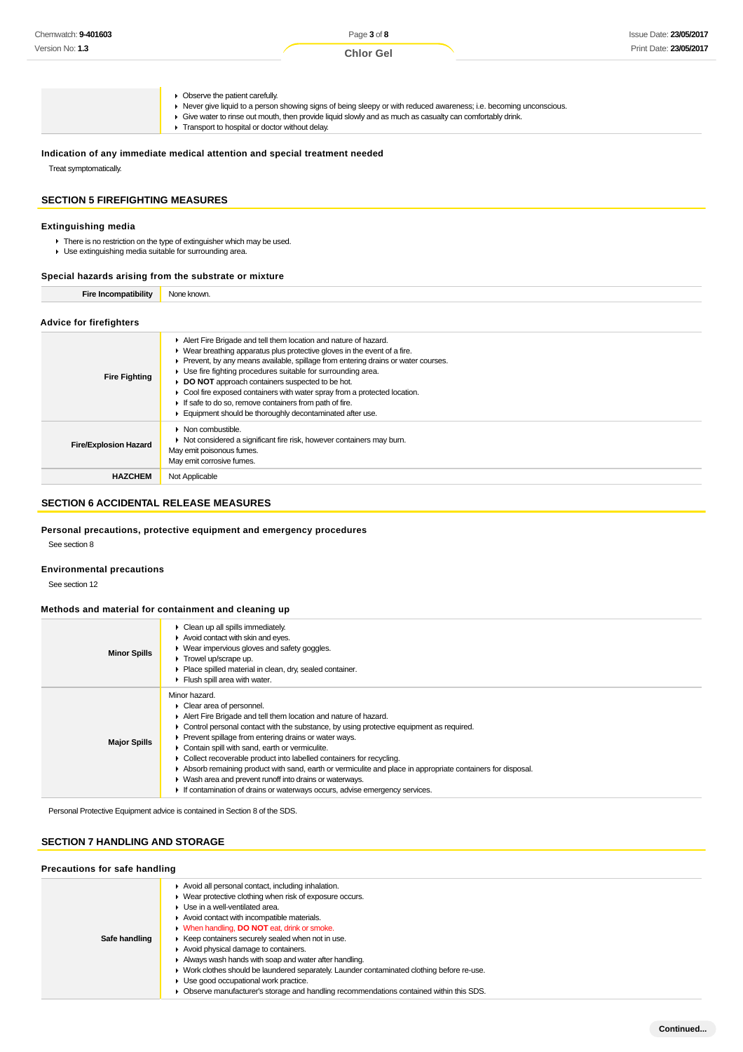| | |
|---|---|
| | ▸ Observe the patient carefully.<br>▸ Never give liquid to a person showing signs of being sleepy or with reduced awareness; i.e. becoming unconscious.<br>▸ Give water to rinse out mouth, then provide liquid slowly and as much as casualty can comfortably drink.<br>▸ Transport to hospital or doctor without delay. |

### Indication of any immediate medical attention and special treatment needed

Treat symptomatically.

## SECTION 5 FIREFIGHTING MEASURES

### Extinguishing media

- There is no restriction on the type of extinguisher which may be used.
- Use extinguishing media suitable for surrounding area.

### Special hazards arising from the substrate or mixture

| | |
|---|---|
| **Fire Incompatibility** | None known. |

### Advice for firefighters

| | |
|---|---|
| **Fire Fighting** | ▸ Alert Fire Brigade and tell them location and nature of hazard.<br>▸ Wear breathing apparatus plus protective gloves in the event of a fire.<br>▸ Prevent, by any means available, spillage from entering drains or water courses.<br>▸ Use fire fighting procedures suitable for surrounding area.<br>▸ **DO NOT** approach containers suspected to be hot.<br>▸ Cool fire exposed containers with water spray from a protected location.<br>▸ If safe to do so, remove containers from path of fire.<br>▸ Equipment should be thoroughly decontaminated after use. |
| **Fire/Explosion Hazard** | ▸ Non combustible.<br>▸ Not considered a significant fire risk, however containers may burn.<br>May emit poisonous fumes.<br>May emit corrosive fumes. |
| **HAZCHEM** | Not Applicable |

## SECTION 6 ACCIDENTAL RELEASE MEASURES

### Personal precautions, protective equipment and emergency procedures

See section 8

### Environmental precautions

See section 12

### Methods and material for containment and cleaning up

| | |
|---|---|
| **Minor Spills** | ▸ Clean up all spills immediately.<br>▸ Avoid contact with skin and eyes.<br>▸ Wear impervious gloves and safety goggles.<br>▸ Trowel up/scrape up.<br>▸ Place spilled material in clean, dry, sealed container.<br>▸ Flush spill area with water. |
| **Major Spills** | Minor hazard.<br>▸ Clear area of personnel.<br>▸ Alert Fire Brigade and tell them location and nature of hazard.<br>▸ Control personal contact with the substance, by using protective equipment as required.<br>▸ Prevent spillage from entering drains or water ways.<br>▸ Contain spill with sand, earth or vermiculite.<br>▸ Collect recoverable product into labelled containers for recycling.<br>▸ Absorb remaining product with sand, earth or vermiculite and place in appropriate containers for disposal.<br>▸ Wash area and prevent runoff into drains or waterways.<br>▸ If contamination of drains or waterways occurs, advise emergency services. |

Personal Protective Equipment advice is contained in Section 8 of the SDS.

## SECTION 7 HANDLING AND STORAGE

### Precautions for safe handling

| | |
|---|---|
| **Safe handling** | ▸ Avoid all personal contact, including inhalation.<br>▸ Wear protective clothing when risk of exposure occurs.<br>▸ Use in a well-ventilated area.<br>▸ Avoid contact with incompatible materials.<br>▸ When handling, **DO NOT** eat, drink or smoke.<br>▸ Keep containers securely sealed when not in use.<br>▸ Avoid physical damage to containers.<br>▸ Always wash hands with soap and water after handling.<br>▸ Work clothes should be laundered separately. Launder contaminated clothing before re-use.<br>▸ Use good occupational work practice.<br>▸ Observe manufacturer's storage and handling recommendations contained within this SDS. |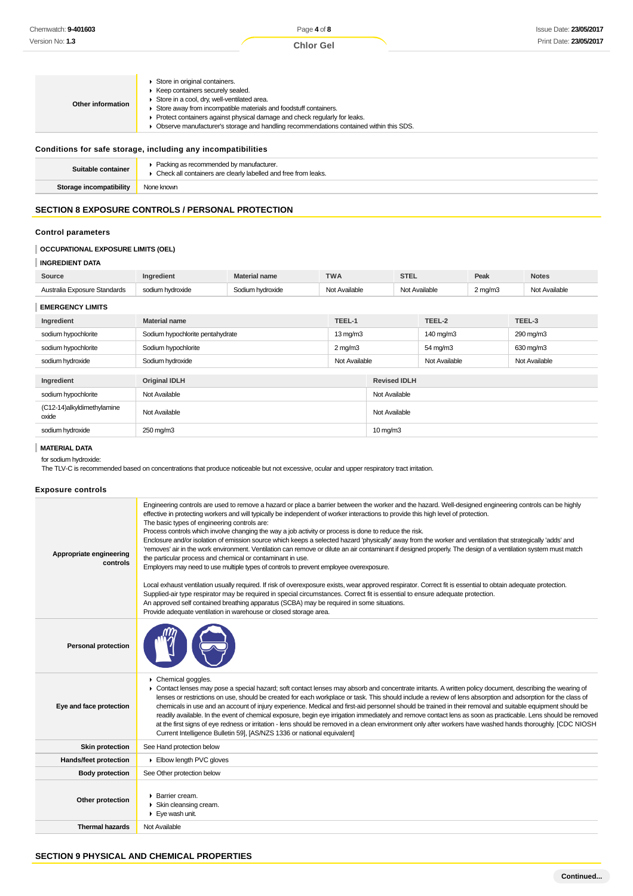| | |
|---|---|
| **Other information** | ▸ Store in original containers.<br>▸ Keep containers securely sealed.<br>▸ Store in a cool, dry, well-ventilated area.<br>▸ Store away from incompatible materials and foodstuff containers.<br>▸ Protect containers against physical damage and check regularly for leaks.<br>▸ Observe manufacturer's storage and handling recommendations contained within this SDS. |

### Conditions for safe storage, including any incompatibilities

| | |
|---|---|
| **Suitable container** | ▸ Packing as recommended by manufacturer.<br>▸ Check all containers are clearly labelled and free from leaks. |
| **Storage incompatibility** | None known |

## SECTION 8 EXPOSURE CONTROLS / PERSONAL PROTECTION

### Control parameters

**OCCUPATIONAL EXPOSURE LIMITS (OEL)**

**INGREDIENT DATA**

| Source | Ingredient | Material name | TWA | STEL | Peak | Notes |
|---|---|---|---|---|---|---|
| Australia Exposure Standards | sodium hydroxide | Sodium hydroxide | Not Available | Not Available | 2 mg/m3 | Not Available |

**EMERGENCY LIMITS**

| Ingredient | Material name | TEEL-1 | TEEL-2 | TEEL-3 |
|---|---|---|---|---|
| sodium hypochlorite | Sodium hypochlorite pentahydrate | 13 mg/m3 | 140 mg/m3 | 290 mg/m3 |
| sodium hypochlorite | Sodium hypochlorite | 2 mg/m3 | 54 mg/m3 | 630 mg/m3 |
| sodium hydroxide | Sodium hydroxide | Not Available | Not Available | Not Available |

| Ingredient | Original IDLH | Revised IDLH |
|---|---|---|
| sodium hypochlorite | Not Available | Not Available |
| (C12-14)alkyldimethylamine oxide | Not Available | Not Available |
| sodium hydroxide | 250 mg/m3 | 10 mg/m3 |

**MATERIAL DATA**

for sodium hydroxide:
The TLV-C is recommended based on concentrations that produce noticeable but not excessive, ocular and upper respiratory tract irritation.

### Exposure controls

| | |
|---|---|
| **Appropriate engineering controls** | Engineering controls are used to remove a hazard or place a barrier between the worker and the hazard. Well-designed engineering controls can be highly effective in protecting workers and will typically be independent of worker interactions to provide this high level of protection.<br>The basic types of engineering controls are:<br>Process controls which involve changing the way a job activity or process is done to reduce the risk.<br>Enclosure and/or isolation of emission source which keeps a selected hazard 'physically' away from the worker and ventilation that strategically 'adds' and 'removes' air in the work environment. Ventilation can remove or dilute an air contaminant if designed properly. The design of a ventilation system must match the particular process and chemical or contaminant in use.<br>Employers may need to use multiple types of controls to prevent employee overexposure.<br><br>Local exhaust ventilation usually required. If risk of overexposure exists, wear approved respirator. Correct fit is essential to obtain adequate protection.<br>Supplied-air type respirator may be required in special circumstances. Correct fit is essential to ensure adequate protection.<br>An approved self contained breathing apparatus (SCBA) may be required in some situations.<br>Provide adequate ventilation in warehouse or closed storage area. |
| **Personal protection** | |
| **Eye and face protection** | ▸ Chemical goggles.<br>▸ Contact lenses may pose a special hazard; soft contact lenses may absorb and concentrate irritants. A written policy document, describing the wearing of lenses or restrictions on use, should be created for each workplace or task. This should include a review of lens absorption and adsorption for the class of chemicals in use and an account of injury experience. Medical and first-aid personnel should be trained in their removal and suitable equipment should be readily available. In the event of chemical exposure, begin eye irrigation immediately and remove contact lens as soon as practicable. Lens should be removed at the first signs of eye redness or irritation - lens should be removed in a clean environment only after workers have washed hands thoroughly. [CDC NIOSH Current Intelligence Bulletin 59], [AS/NZS 1336 or national equivalent] |
| **Skin protection** | See Hand protection below |
| **Hands/feet protection** | ▸ Elbow length PVC gloves |
| **Body protection** | See Other protection below |
| **Other protection** | ▸ Barrier cream.<br>▸ Skin cleansing cream.<br>▸ Eye wash unit. |
| **Thermal hazards** | Not Available |

## SECTION 9 PHYSICAL AND CHEMICAL PROPERTIES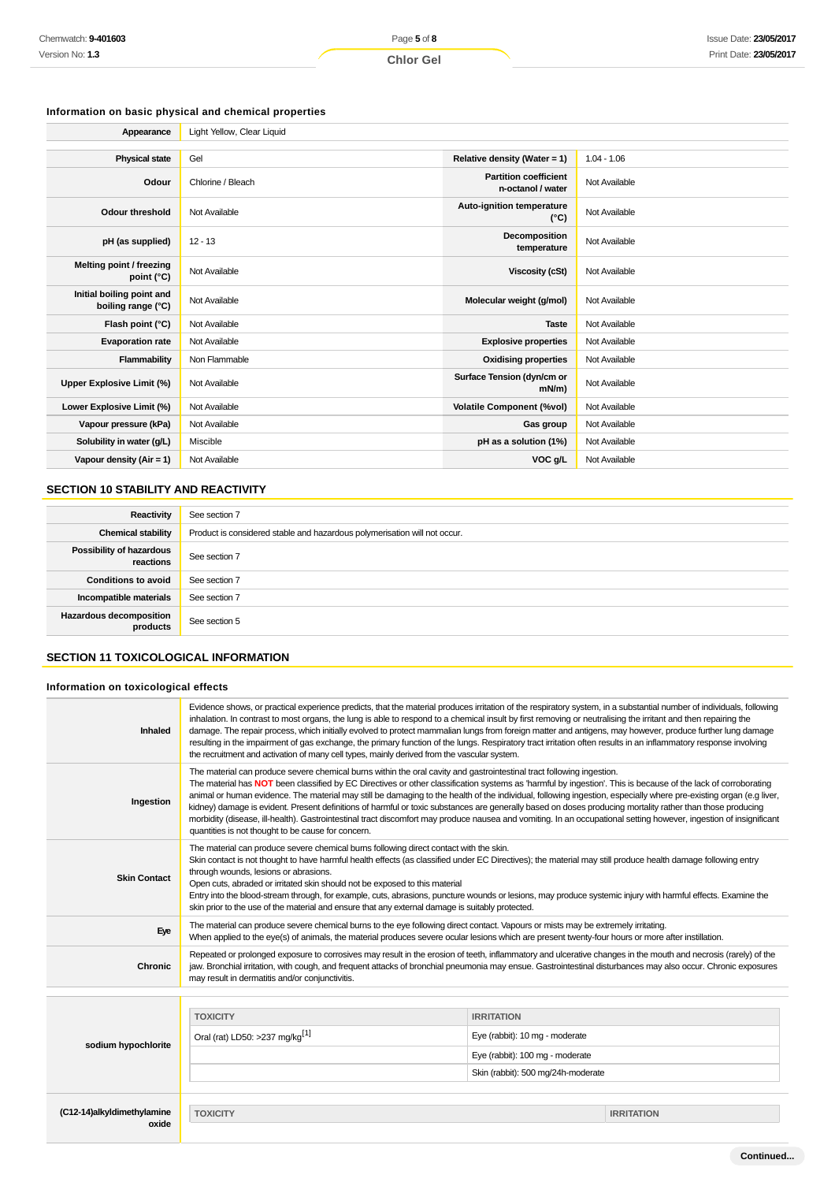### Information on basic physical and chemical properties

| Appearance | Light Yellow, Clear Liquid | | |
|---|---|---|---|
| **Physical state** | Gel | **Relative density (Water = 1)** | 1.04 - 1.06 |
| **Odour** | Chlorine / Bleach | **Partition coefficient n-octanol / water** | Not Available |
| **Odour threshold** | Not Available | **Auto-ignition temperature (°C)** | Not Available |
| **pH (as supplied)** | 12 - 13 | **Decomposition temperature** | Not Available |
| **Melting point / freezing point (°C)** | Not Available | **Viscosity (cSt)** | Not Available |
| **Initial boiling point and boiling range (°C)** | Not Available | **Molecular weight (g/mol)** | Not Available |
| **Flash point (°C)** | Not Available | **Taste** | Not Available |
| **Evaporation rate** | Not Available | **Explosive properties** | Not Available |
| **Flammability** | Non Flammable | **Oxidising properties** | Not Available |
| **Upper Explosive Limit (%)** | Not Available | **Surface Tension (dyn/cm or mN/m)** | Not Available |
| **Lower Explosive Limit (%)** | Not Available | **Volatile Component (%vol)** | Not Available |
| **Vapour pressure (kPa)** | Not Available | **Gas group** | Not Available |
| **Solubility in water (g/L)** | Miscible | **pH as a solution (1%)** | Not Available |
| **Vapour density (Air = 1)** | Not Available | **VOC g/L** | Not Available |

## SECTION 10 STABILITY AND REACTIVITY

| Reactivity | See section 7 |
|---|---|
| **Chemical stability** | Product is considered stable and hazardous polymerisation will not occur. |
| **Possibility of hazardous reactions** | See section 7 |
| **Conditions to avoid** | See section 7 |
| **Incompatible materials** | See section 7 |
| **Hazardous decomposition products** | See section 5 |

## SECTION 11 TOXICOLOGICAL INFORMATION

### Information on toxicological effects

| Inhaled | Evidence shows, or practical experience predicts, that the material produces irritation of the respiratory system, in a substantial number of individuals, following inhalation. In contrast to most organs, the lung is able to respond to a chemical insult by first removing or neutralising the irritant and then repairing the damage. The repair process, which initially evolved to protect mammalian lungs from foreign matter and antigens, may however, produce further lung damage resulting in the impairment of gas exchange, the primary function of the lungs. Respiratory tract irritation often results in an inflammatory response involving the recruitment and activation of many cell types, mainly derived from the vascular system. |
|---|---|
| **Ingestion** | The material can produce severe chemical burns within the oral cavity and gastrointestinal tract following ingestion.<br>The material has **NOT** been classified by EC Directives or other classification systems as 'harmful by ingestion'. This is because of the lack of corroborating animal or human evidence. The material may still be damaging to the health of the individual, following ingestion, especially where pre-existing organ (e.g liver, kidney) damage is evident. Present definitions of harmful or toxic substances are generally based on doses producing mortality rather than those producing morbidity (disease, ill-health). Gastrointestinal tract discomfort may produce nausea and vomiting. In an occupational setting however, ingestion of insignificant quantities is not thought to be cause for concern. |
| **Skin Contact** | The material can produce severe chemical burns following direct contact with the skin.<br>Skin contact is not thought to have harmful health effects (as classified under EC Directives); the material may still produce health damage following entry through wounds, lesions or abrasions.<br>Open cuts, abraded or irritated skin should not be exposed to this material<br>Entry into the blood-stream through, for example, cuts, abrasions, puncture wounds or lesions, may produce systemic injury with harmful effects. Examine the skin prior to the use of the material and ensure that any external damage is suitably protected. |
| **Eye** | The material can produce severe chemical burns to the eye following direct contact. Vapours or mists may be extremely irritating.<br>When applied to the eye(s) of animals, the material produces severe ocular lesions which are present twenty-four hours or more after instillation. |
| **Chronic** | Repeated or prolonged exposure to corrosives may result in the erosion of teeth, inflammatory and ulcerative changes in the mouth and necrosis (rarely) of the jaw. Bronchial irritation, with cough, and frequent attacks of bronchial pneumonia may ensue. Gastrointestinal disturbances may also occur. Chronic exposures may result in dermatitis and/or conjunctivitis. |

**sodium hypochlorite**

| TOXICITY | IRRITATION |
|---|---|
| Oral (rat) LD50: >237 mg/kg[1] | Eye (rabbit): 10 mg - moderate |
| | Eye (rabbit): 100 mg - moderate |
| | Skin (rabbit): 500 mg/24h-moderate |

**(C12-14)alkyldimethylamine oxide**

| TOXICITY | IRRITATION |
|---|---|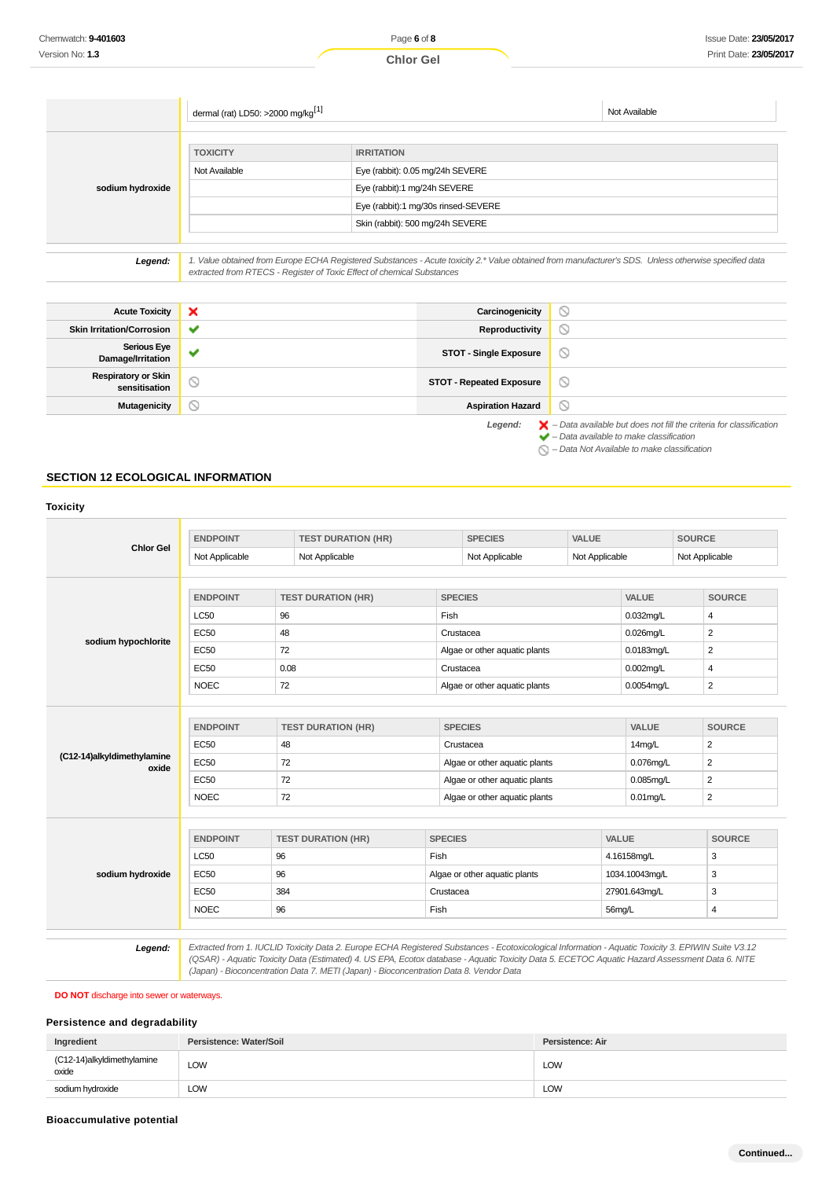| | TOXICITY | IRRITATION |
|---|---|---|
| | dermal (rat) LD50: >2000 mg/kg[1] | Not Available |
| **sodium hydroxide** | Not Available | Eye (rabbit): 0.05 mg/24h SEVERE |
| | | Eye (rabbit):1 mg/24h SEVERE |
| | | Eye (rabbit):1 mg/30s rinsed-SEVERE |
| | | Skin (rabbit): 500 mg/24h SEVERE |

***Legend:*** *1. Value obtained from Europe ECHA Registered Substances - Acute toxicity 2.* Value obtained from manufacturer's SDS. Unless otherwise specified data extracted from RTECS - Register of Toxic Effect of chemical Substances*

| | | | |
|---|---|---|---|
| **Acute Toxicity** | ❌ | **Carcinogenicity** | ⃠ |
| **Skin Irritation/Corrosion** | ✔ | **Reproductivity** | ⃠ |
| **Serious Eye Damage/Irritation** | ✔ | **STOT - Single Exposure** | ⃠ |
| **Respiratory or Skin sensitisation** | ⃠ | **STOT - Repeated Exposure** | ⃠ |
| **Mutagenicity** | ⃠ | **Aspiration Hazard** | ⃠ |

***Legend:***
*❌ – Data available but does not fill the criteria for classification*
*✔ – Data available to make classification*
*⃠ – Data Not Available to make classification*

## SECTION 12 ECOLOGICAL INFORMATION

### Toxicity

| | ENDPOINT | TEST DURATION (HR) | SPECIES | VALUE | SOURCE |
|---|---|---|---|---|---|
| **Chlor Gel** | Not Applicable | Not Applicable | Not Applicable | Not Applicable | Not Applicable |

| | ENDPOINT | TEST DURATION (HR) | SPECIES | VALUE | SOURCE |
|---|---|---|---|---|---|
| **sodium hypochlorite** | LC50 | 96 | Fish | 0.032mg/L | 4 |
| | EC50 | 48 | Crustacea | 0.026mg/L | 2 |
| | EC50 | 72 | Algae or other aquatic plants | 0.0183mg/L | 2 |
| | EC50 | 0.08 | Crustacea | 0.002mg/L | 4 |
| | NOEC | 72 | Algae or other aquatic plants | 0.0054mg/L | 2 |

| | ENDPOINT | TEST DURATION (HR) | SPECIES | VALUE | SOURCE |
|---|---|---|---|---|---|
| **(C12-14)alkyldimethylamine oxide** | EC50 | 48 | Crustacea | 14mg/L | 2 |
| | EC50 | 72 | Algae or other aquatic plants | 0.076mg/L | 2 |
| | EC50 | 72 | Algae or other aquatic plants | 0.085mg/L | 2 |
| | NOEC | 72 | Algae or other aquatic plants | 0.01mg/L | 2 |

| | ENDPOINT | TEST DURATION (HR) | SPECIES | VALUE | SOURCE |
|---|---|---|---|---|---|
| **sodium hydroxide** | LC50 | 96 | Fish | 4.16158mg/L | 3 |
| | EC50 | 96 | Algae or other aquatic plants | 1034.10043mg/L | 3 |
| | EC50 | 384 | Crustacea | 27901.643mg/L | 3 |
| | NOEC | 96 | Fish | 56mg/L | 4 |

***Legend:*** *Extracted from 1. IUCLID Toxicity Data 2. Europe ECHA Registered Substances - Ecotoxicological Information - Aquatic Toxicity 3. EPIWIN Suite V3.12 (QSAR) - Aquatic Toxicity Data (Estimated) 4. US EPA, Ecotox database - Aquatic Toxicity Data 5. ECETOC Aquatic Hazard Assessment Data 6. NITE (Japan) - Bioconcentration Data 7. METI (Japan) - Bioconcentration Data 8. Vendor Data*

**DO NOT** discharge into sewer or waterways.

### Persistence and degradability

| Ingredient | Persistence: Water/Soil | Persistence: Air |
|---|---|---|
| (C12-14)alkyldimethylamine oxide | LOW | LOW |
| sodium hydroxide | LOW | LOW |

### Bioaccumulative potential

**Continued...**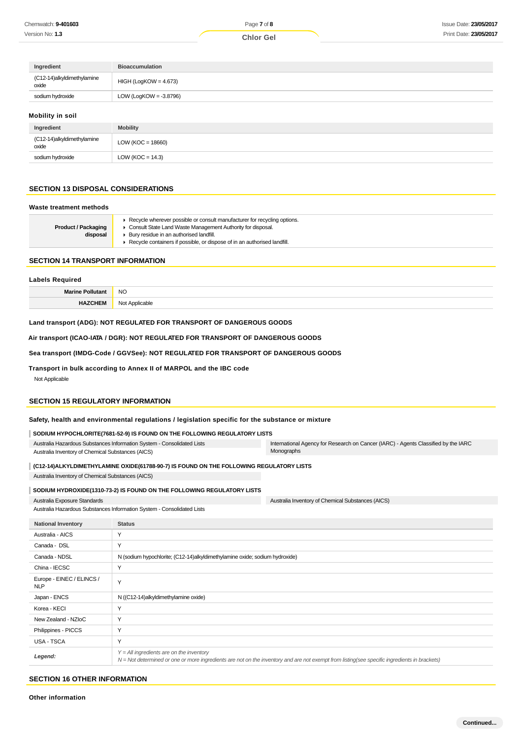| Ingredient | Bioaccumulation |
|---|---|
| (C12-14)alkyldimethylamine oxide | HIGH (LogKOW = 4.673) |
| sodium hydroxide | LOW (LogKOW = -3.8796) |

### Mobility in soil

| Ingredient | Mobility |
|---|---|
| (C12-14)alkyldimethylamine oxide | LOW (KOC = 18660) |
| sodium hydroxide | LOW (KOC = 14.3) |

## SECTION 13 DISPOSAL CONSIDERATIONS

### Waste treatment methods

| | |
|---|---|
| **Product / Packaging disposal** | ▸ Recycle wherever possible or consult manufacturer for recycling options.<br>▸ Consult State Land Waste Management Authority for disposal.<br>▸ Bury residue in an authorised landfill.<br>▸ Recycle containers if possible, or dispose of in an authorised landfill. |

## SECTION 14 TRANSPORT INFORMATION

### Labels Required

| | |
|---|---|
| **Marine Pollutant** | NO |
| **HAZCHEM** | Not Applicable |

**Land transport (ADG): NOT REGULATED FOR TRANSPORT OF DANGEROUS GOODS**

**Air transport (ICAO-IATA / DGR): NOT REGULATED FOR TRANSPORT OF DANGEROUS GOODS**

**Sea transport (IMDG-Code / GGVSee): NOT REGULATED FOR TRANSPORT OF DANGEROUS GOODS**

**Transport in bulk according to Annex II of MARPOL and the IBC code**

Not Applicable

## SECTION 15 REGULATORY INFORMATION

### Safety, health and environmental regulations / legislation specific for the substance or mixture

**SODIUM HYPOCHLORITE(7681-52-9) IS FOUND ON THE FOLLOWING REGULATORY LISTS**

| | |
|---|---|
| Australia Hazardous Substances Information System - Consolidated Lists | International Agency for Research on Cancer (IARC) - Agents Classified by the IARC Monographs |
| Australia Inventory of Chemical Substances (AICS) | |

**(C12-14)ALKYLDIMETHYLAMINE OXIDE(61788-90-7) IS FOUND ON THE FOLLOWING REGULATORY LISTS**

Australia Inventory of Chemical Substances (AICS)

**SODIUM HYDROXIDE(1310-73-2) IS FOUND ON THE FOLLOWING REGULATORY LISTS**

| | |
|---|---|
| Australia Exposure Standards | Australia Inventory of Chemical Substances (AICS) |
| Australia Hazardous Substances Information System - Consolidated Lists | |

| National Inventory | Status |
|---|---|
| Australia - AICS | Y |
| Canada - DSL | Y |
| Canada - NDSL | N (sodium hypochlorite; (C12-14)alkyldimethylamine oxide; sodium hydroxide) |
| China - IECSC | Y |
| Europe - EINEC / ELINCS / NLP | Y |
| Japan - ENCS | N ((C12-14)alkyldimethylamine oxide) |
| Korea - KECI | Y |
| New Zealand - NZIoC | Y |
| Philippines - PICCS | Y |
| USA - TSCA | Y |
| ***Legend:*** | *Y = All ingredients are on the inventory*<br>*N = Not determined or one or more ingredients are not on the inventory and are not exempt from listing(see specific ingredients in brackets)* |

## SECTION 16 OTHER INFORMATION

### Other information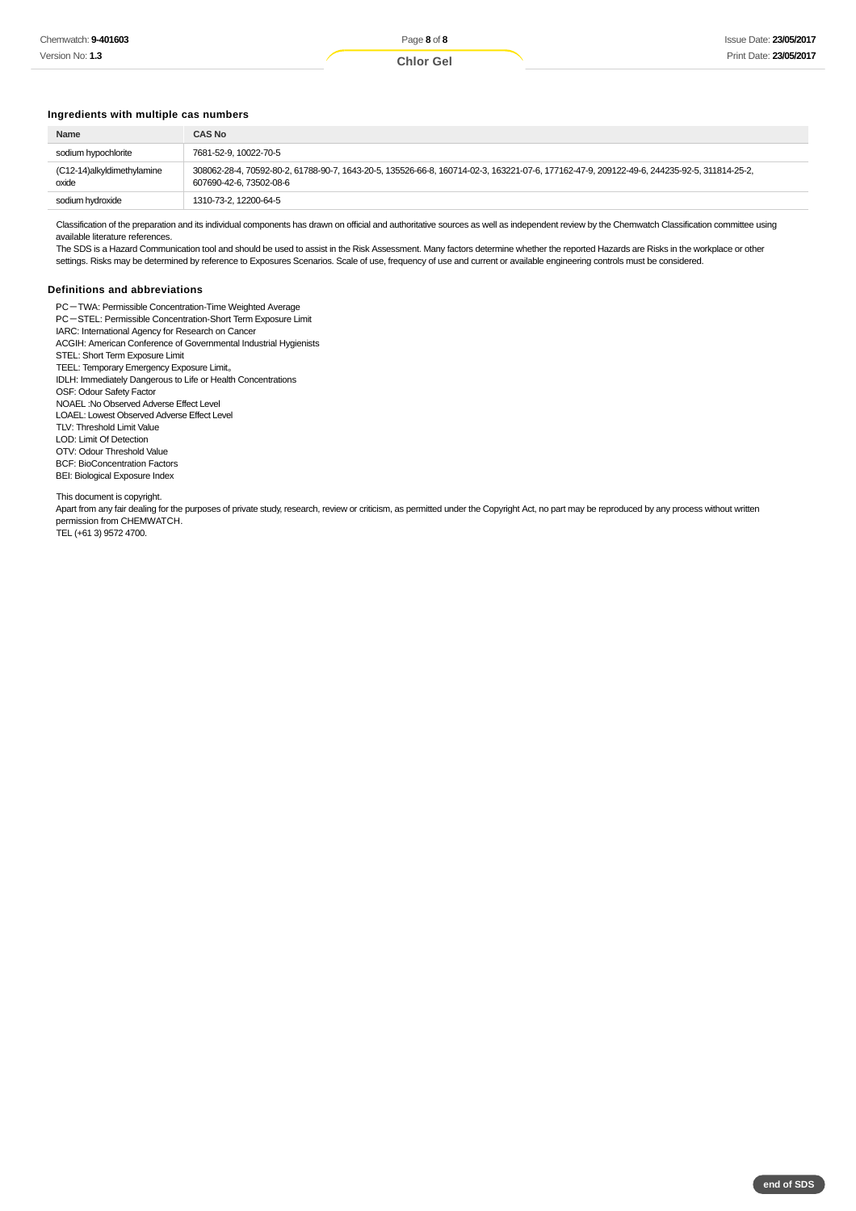### Ingredients with multiple cas numbers

| Name | CAS No |
|---|---|
| sodium hypochlorite | 7681-52-9, 10022-70-5 |
| (C12-14)alkyldimethylamine oxide | 308062-28-4, 70592-80-2, 61788-90-7, 1643-20-5, 135526-66-8, 160714-02-3, 163221-07-6, 177162-47-9, 209122-49-6, 244235-92-5, 311814-25-2, 607690-42-6, 73502-08-6 |
| sodium hydroxide | 1310-73-2, 12200-64-5 |

Classification of the preparation and its individual components has drawn on official and authoritative sources as well as independent review by the Chemwatch Classification committee using available literature references.

The SDS is a Hazard Communication tool and should be used to assist in the Risk Assessment. Many factors determine whether the reported Hazards are Risks in the workplace or other settings. Risks may be determined by reference to Exposures Scenarios. Scale of use, frequency of use and current or available engineering controls must be considered.

### Definitions and abbreviations

PC－TWA: Permissible Concentration-Time Weighted Average
PC－STEL: Permissible Concentration-Short Term Exposure Limit
IARC: International Agency for Research on Cancer
ACGIH: American Conference of Governmental Industrial Hygienists
STEL: Short Term Exposure Limit
TEEL: Temporary Emergency Exposure Limit。
IDLH: Immediately Dangerous to Life or Health Concentrations
OSF: Odour Safety Factor
NOAEL :No Observed Adverse Effect Level
LOAEL: Lowest Observed Adverse Effect Level
TLV: Threshold Limit Value
LOD: Limit Of Detection
OTV: Odour Threshold Value
BCF: BioConcentration Factors
BEI: Biological Exposure Index

This document is copyright.
Apart from any fair dealing for the purposes of private study, research, review or criticism, as permitted under the Copyright Act, no part may be reproduced by any process without written permission from CHEMWATCH.
TEL (+61 3) 9572 4700.

end of SDS